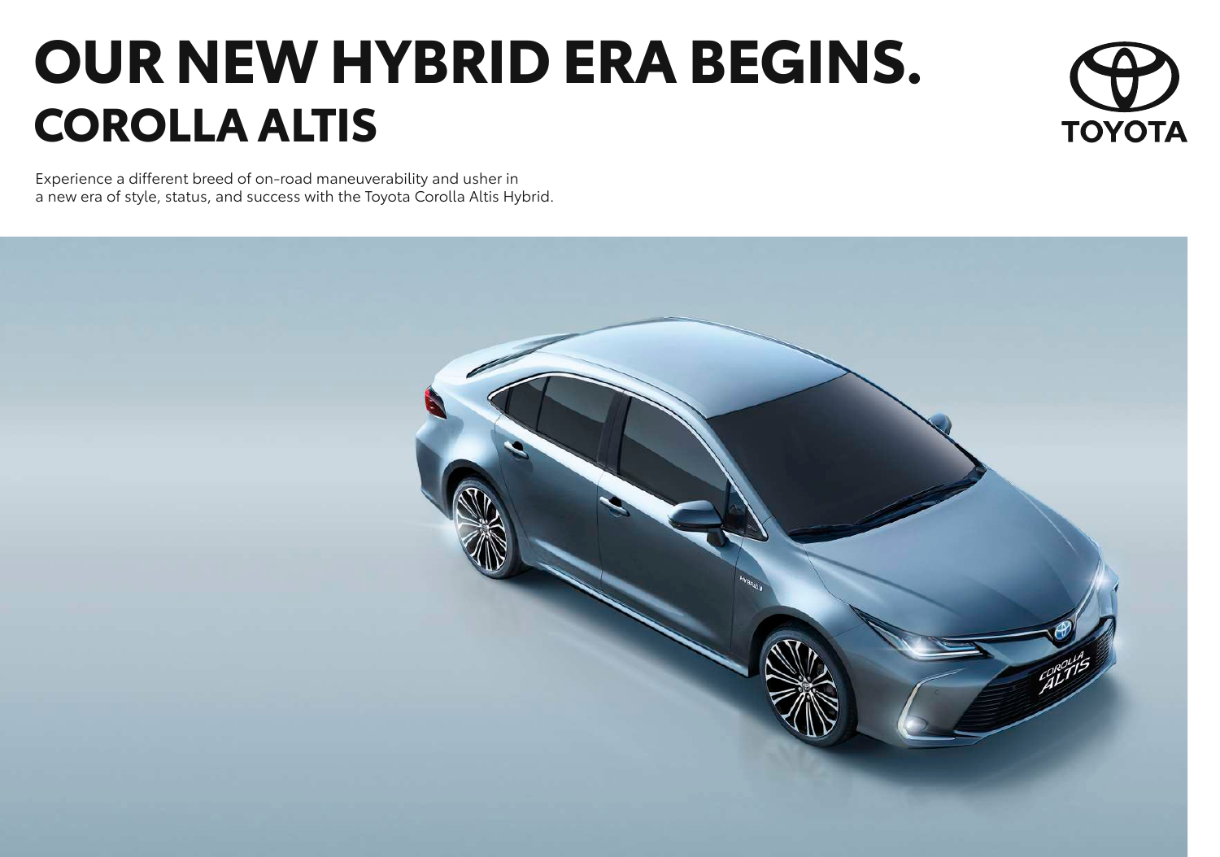# OUR NEW HYBRID ERA BEGINS.
## COROLLA ALTIS

Experience a different breed of on-road maneuverability and usher in a new era of style, status, and success with the Toyota Corolla Altis Hybrid.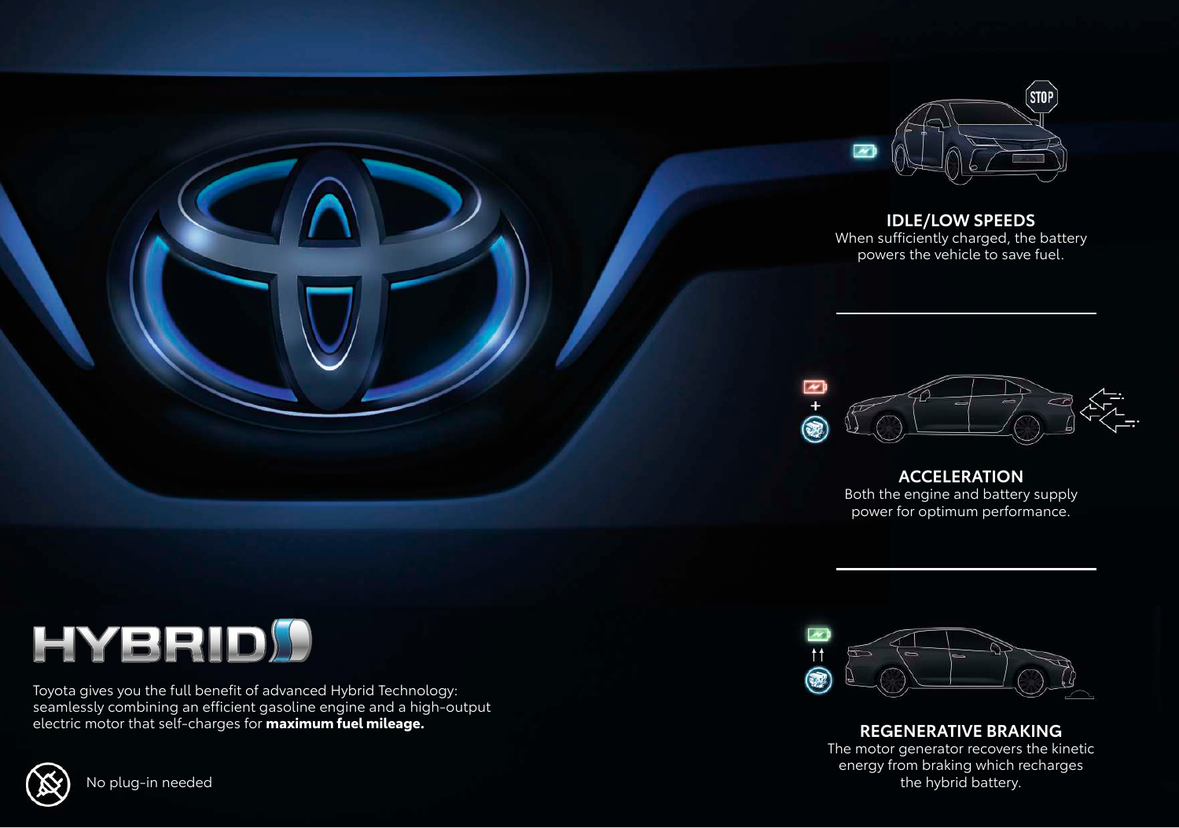# HYBRID

Toyota gives you the full benefit of advanced Hybrid Technology: seamlessly combining an efficient gasoline engine and a high-output electric motor that self-charges for **maximum fuel mileage.**

No plug-in needed

### IDLE/LOW SPEEDS

When sufficiently charged, the battery powers the vehicle to save fuel.

### ACCELERATION

Both the engine and battery supply power for optimum performance.

### REGENERATIVE BRAKING

The motor generator recovers the kinetic energy from braking which recharges the hybrid battery.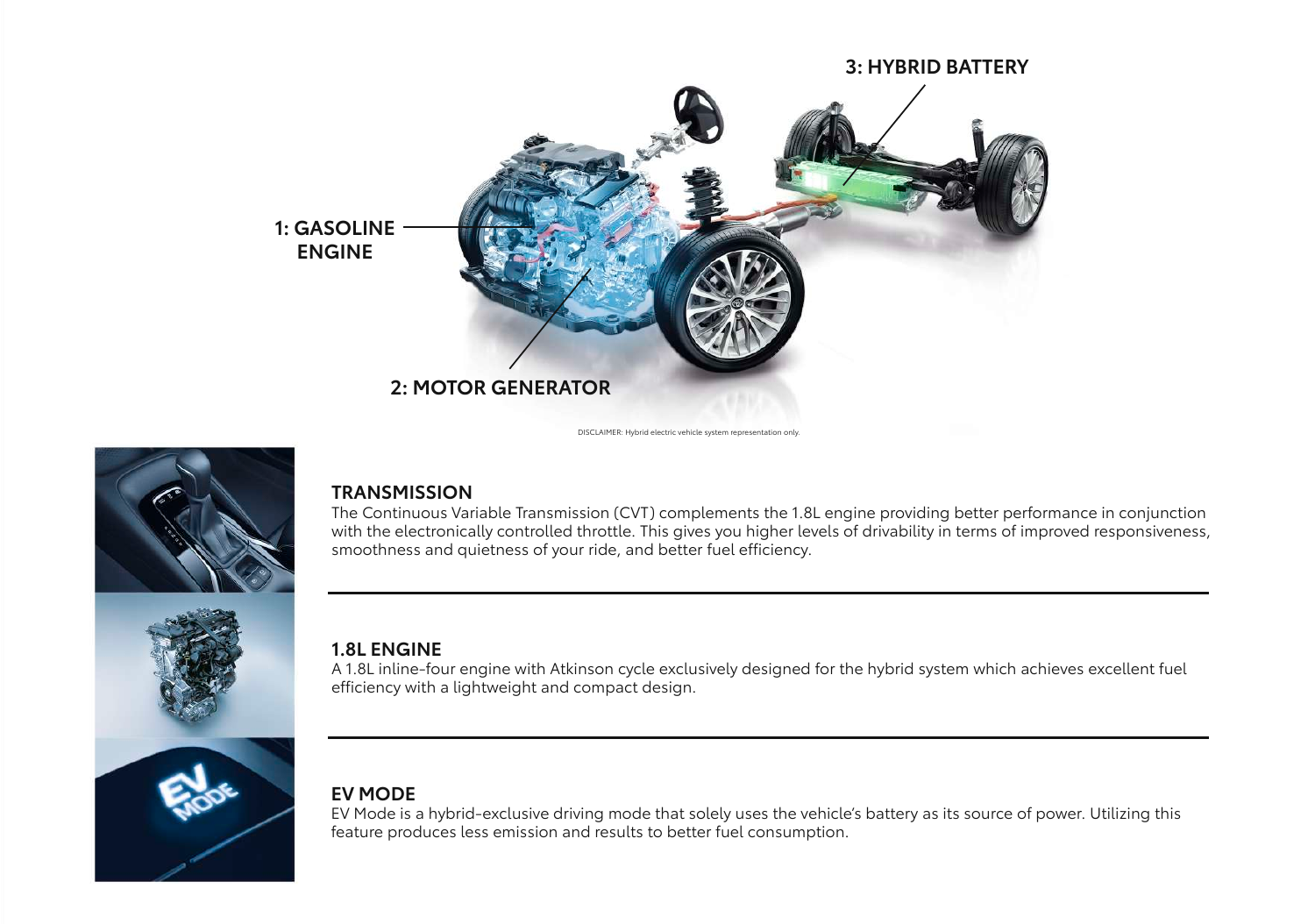1: GASOLINE ENGINE

2: MOTOR GENERATOR

3: HYBRID BATTERY

DISCLAIMER: Hybrid electric vehicle system representation only.

## TRANSMISSION

The Continuous Variable Transmission (CVT) complements the 1.8L engine providing better performance in conjunction with the electronically controlled throttle. This gives you higher levels of drivability in terms of improved responsiveness, smoothness and quietness of your ride, and better fuel efficiency.

## 1.8L ENGINE

A 1.8L inline-four engine with Atkinson cycle exclusively designed for the hybrid system which achieves excellent fuel efficiency with a lightweight and compact design.

## EV MODE

EV Mode is a hybrid-exclusive driving mode that solely uses the vehicle's battery as its source of power. Utilizing this feature produces less emission and results to better fuel consumption.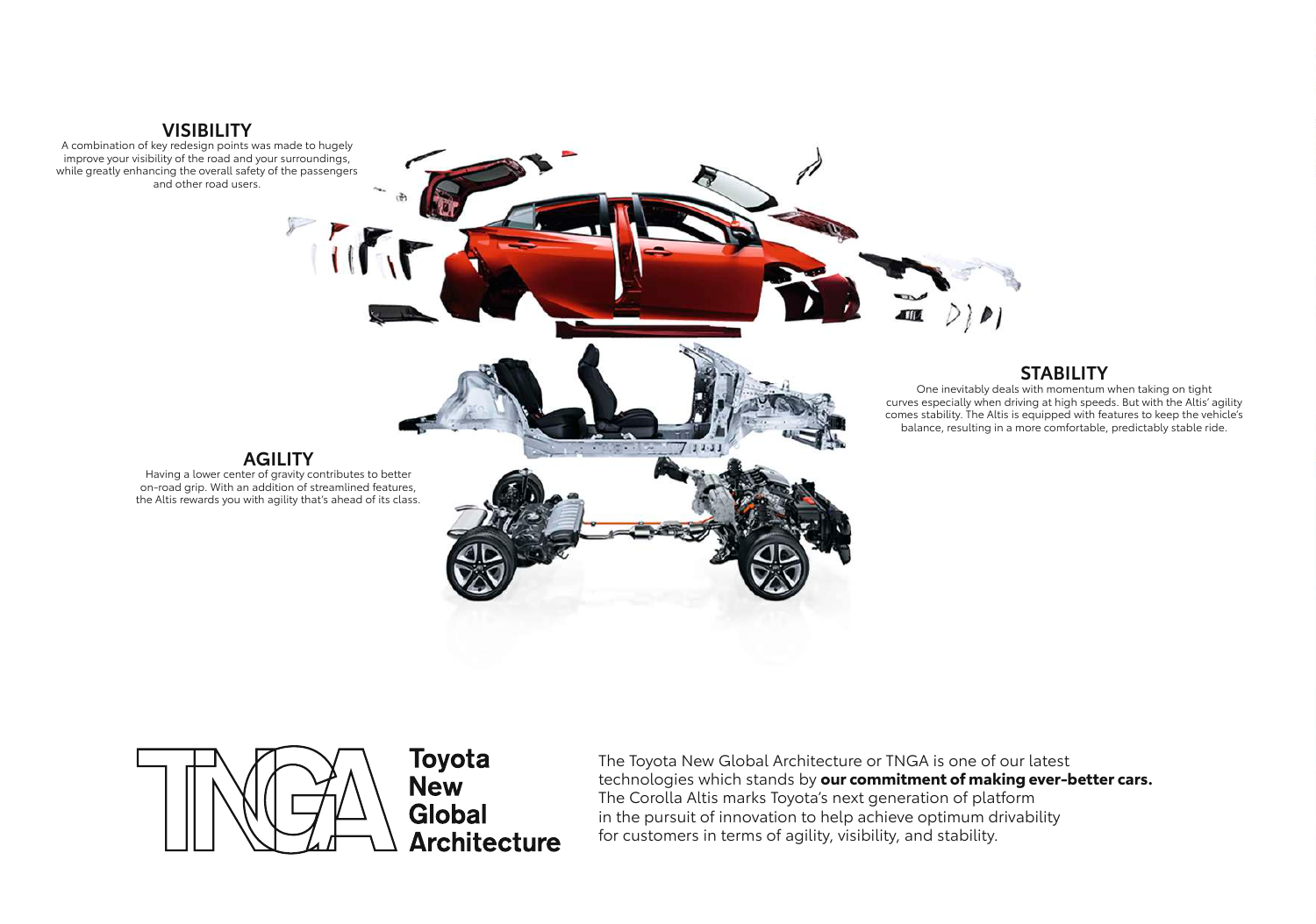## VISIBILITY

A combination of key redesign points was made to hugely improve your visibility of the road and your surroundings, while greatly enhancing the overall safety of the passengers and other road users.

## STABILITY

One inevitably deals with momentum when taking on tight curves especially when driving at high speeds. But with the Altis' agility comes stability. The Altis is equipped with features to keep the vehicle's balance, resulting in a more comfortable, predictably stable ride.

## AGILITY

Having a lower center of gravity contributes to better on-road grip. With an addition of streamlined features, the Altis rewards you with agility that's ahead of its class.

# TNGA Toyota New Global Architecture

The Toyota New Global Architecture or TNGA is one of our latest technologies which stands by **our commitment of making ever-better cars.** The Corolla Altis marks Toyota's next generation of platform in the pursuit of innovation to help achieve optimum drivability for customers in terms of agility, visibility, and stability.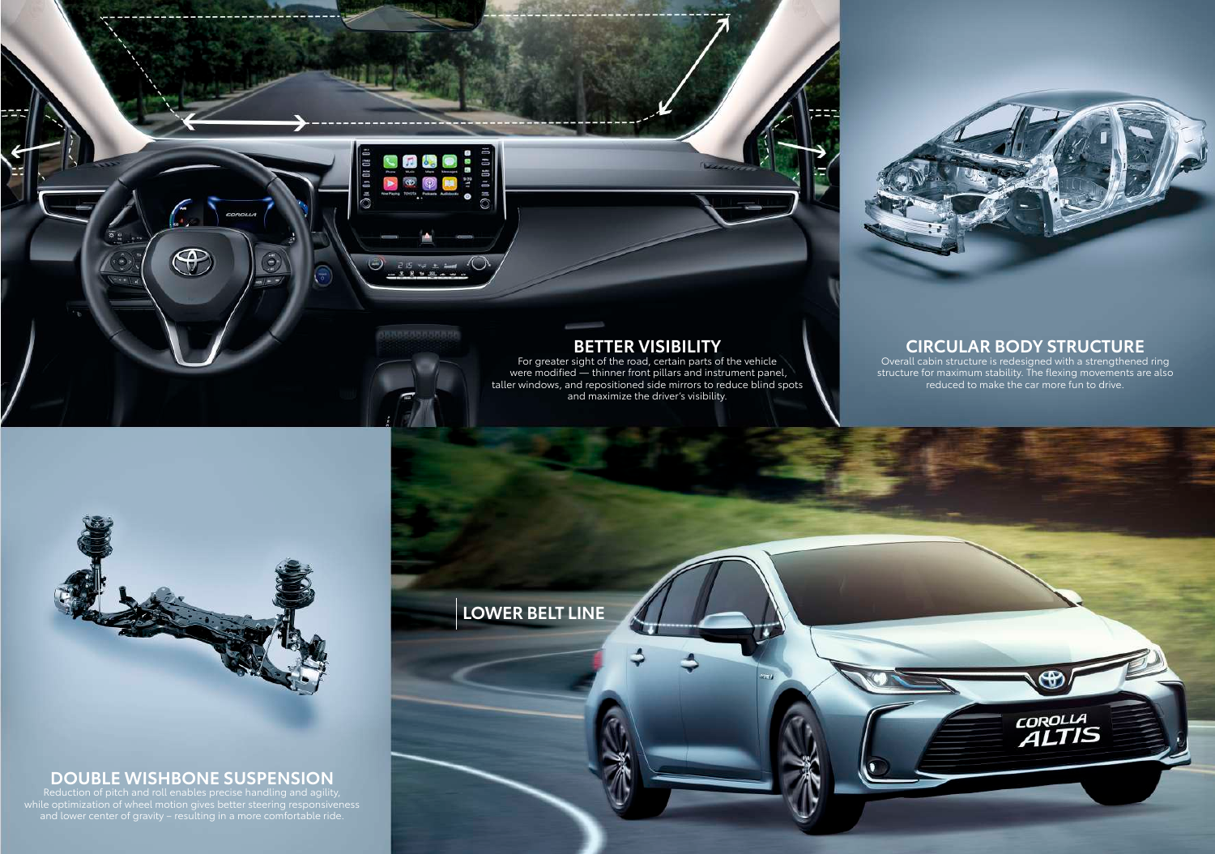## BETTER VISIBILITY

For greater sight of the road, certain parts of the vehicle were modified — thinner front pillars and instrument panel, taller windows, and repositioned side mirrors to reduce blind spots and maximize the driver's visibility.

## CIRCULAR BODY STRUCTURE

Overall cabin structure is redesigned with a strengthened ring structure for maximum stability. The flexing movements are also reduced to make the car more fun to drive.

## LOWER BELT LINE

## DOUBLE WISHBONE SUSPENSION

Reduction of pitch and roll enables precise handling and agility, while optimization of wheel motion gives better steering responsiveness and lower center of gravity – resulting in a more comfortable ride.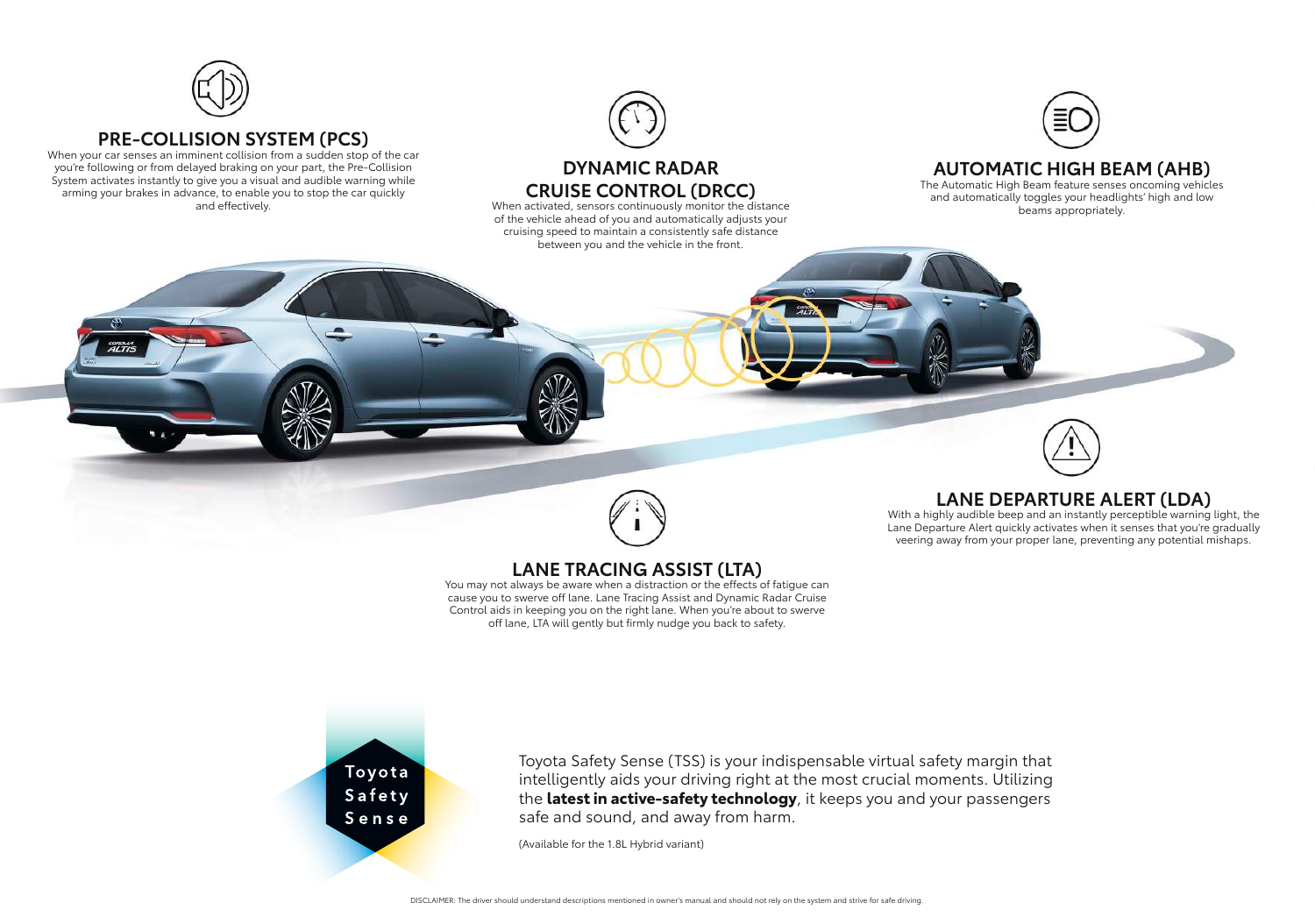## PRE-COLLISION SYSTEM (PCS)

When your car senses an imminent collision from a sudden stop of the car you're following or from delayed braking on your part, the Pre-Collision System activates instantly to give you a visual and audible warning while arming your brakes in advance, to enable you to stop the car quickly and effectively.

## DYNAMIC RADAR CRUISE CONTROL (DRCC)

When activated, sensors continuously monitor the distance of the vehicle ahead of you and automatically adjusts your cruising speed to maintain a consistently safe distance between you and the vehicle in the front.

## AUTOMATIC HIGH BEAM (AHB)

The Automatic High Beam feature senses oncoming vehicles and automatically toggles your headlights' high and low beams appropriately.

## LANE DEPARTURE ALERT (LDA)

With a highly audible beep and an instantly perceptible warning light, the Lane Departure Alert quickly activates when it senses that you're gradually veering away from your proper lane, preventing any potential mishaps.

## LANE TRACING ASSIST (LTA)

You may not always be aware when a distraction or the effects of fatigue can cause you to swerve off lane. Lane Tracing Assist and Dynamic Radar Cruise Control aids in keeping you on the right lane. When you're about to swerve off lane, LTA will gently but firmly nudge you back to safety.

**Toyota Safety Sense**

Toyota Safety Sense (TSS) is your indispensable virtual safety margin that intelligently aids your driving right at the most crucial moments. Utilizing the **latest in active-safety technology**, it keeps you and your passengers safe and sound, and away from harm.

(Available for the 1.8L Hybrid variant)

DISCLAIMER: The driver should understand descriptions mentioned in owner's manual and should not rely on the system and strive for safe driving.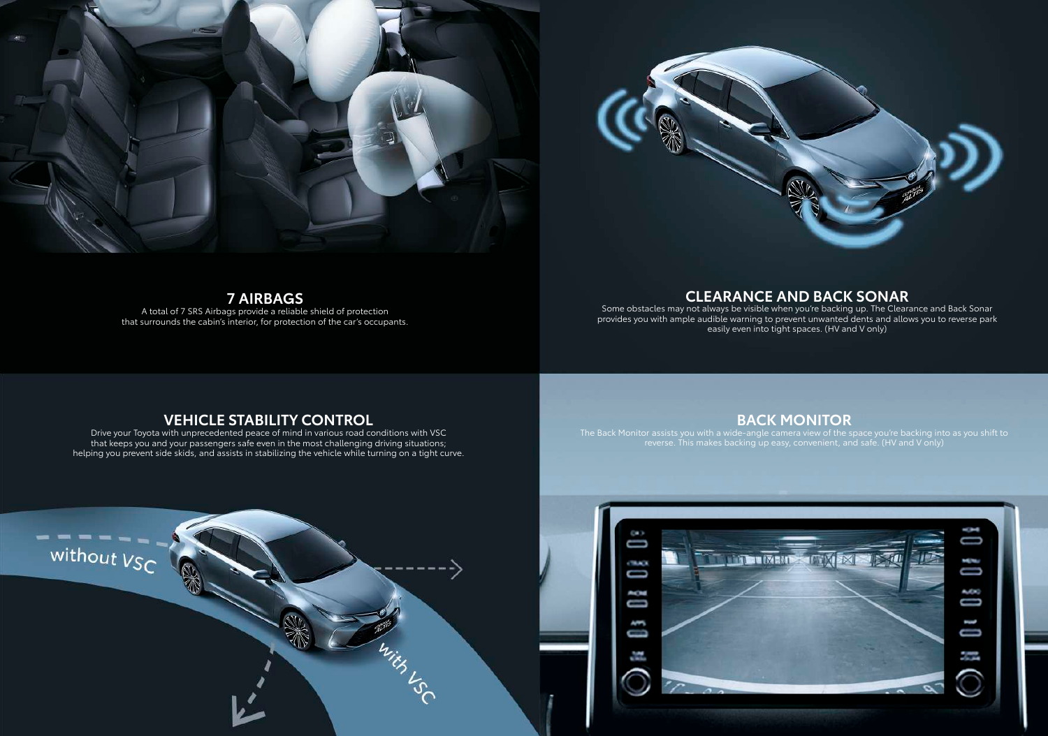## 7 AIRBAGS

A total of 7 SRS Airbags provide a reliable shield of protection that surrounds the cabin's interior, for protection of the car's occupants.

## CLEARANCE AND BACK SONAR

Some obstacles may not always be visible when you're backing up. The Clearance and Back Sonar provides you with ample audible warning to prevent unwanted dents and allows you to reverse park easily even into tight spaces. (HV and V only)

## VEHICLE STABILITY CONTROL

Drive your Toyota with unprecedented peace of mind in various road conditions with VSC that keeps you and your passengers safe even in the most challenging driving situations; helping you prevent side skids, and assists in stabilizing the vehicle while turning on a tight curve.

without VSC

with VSC

## BACK MONITOR

The Back Monitor assists you with a wide-angle camera view of the space you're backing into as you shift to reverse. This makes backing up easy, convenient, and safe. (HV and V only)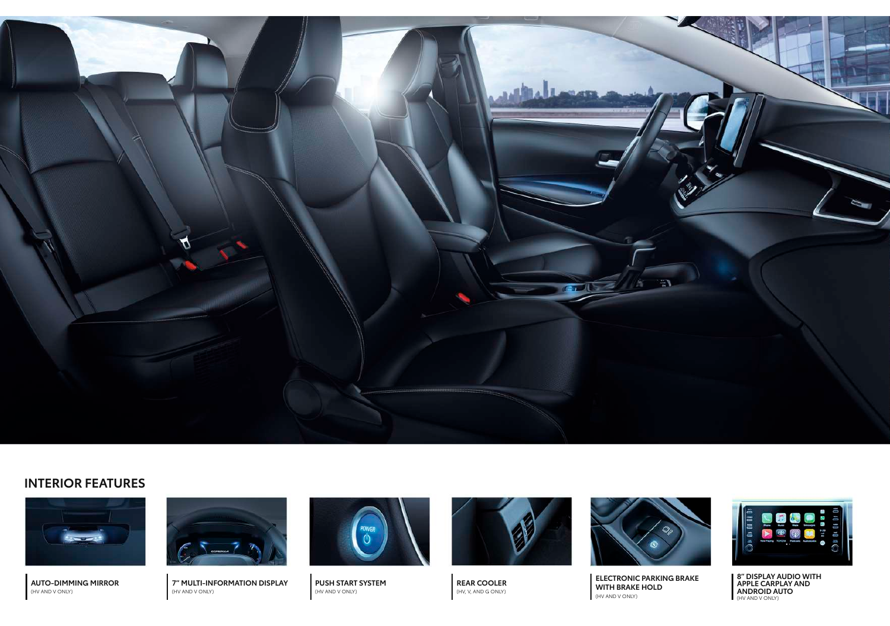## INTERIOR FEATURES

**AUTO-DIMMING MIRROR**
(HV AND V ONLY)

**7" MULTI-INFORMATION DISPLAY**
(HV AND V ONLY)

**PUSH START SYSTEM**
(HV AND V ONLY)

**REAR COOLER**
(HV, V, AND G ONLY)

**ELECTRONIC PARKING BRAKE WITH BRAKE HOLD**
(HV AND V ONLY)

**8" DISPLAY AUDIO WITH APPLE CARPLAY AND ANDROID AUTO**
(HV AND V ONLY)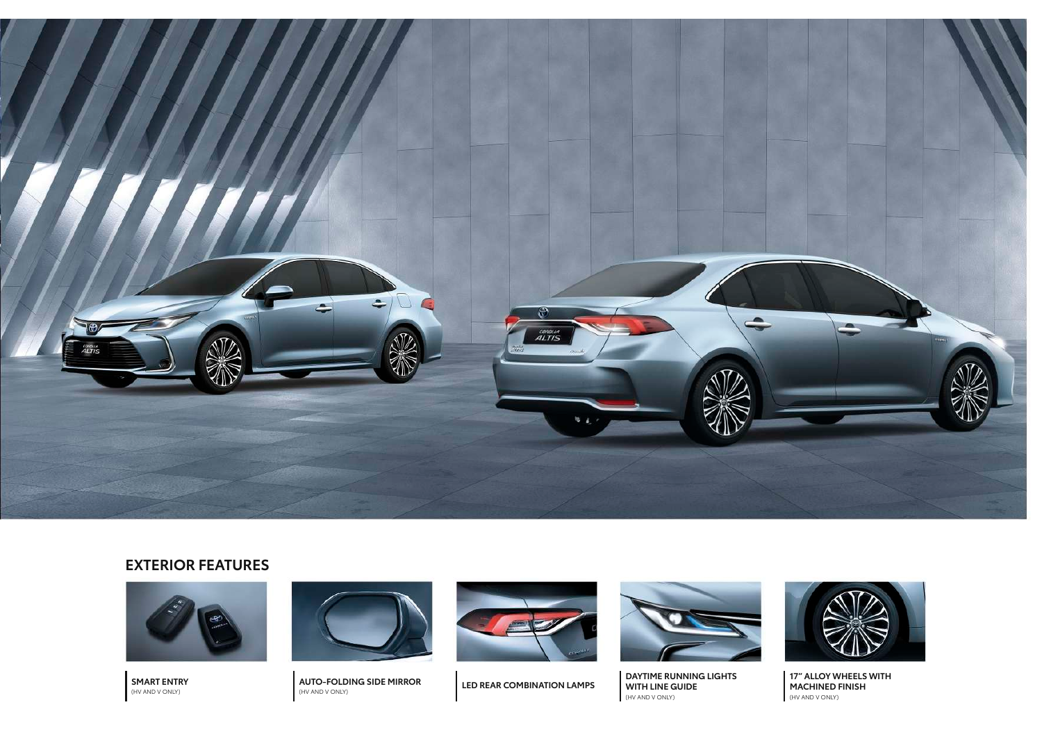## EXTERIOR FEATURES

**SMART ENTRY**
(HV AND V ONLY)

**AUTO-FOLDING SIDE MIRROR**
(HV AND V ONLY)

**LED REAR COMBINATION LAMPS**

**DAYTIME RUNNING LIGHTS WITH LINE GUIDE**
(HV AND V ONLY)

**17" ALLOY WHEELS WITH MACHINED FINISH**
(HV AND V ONLY)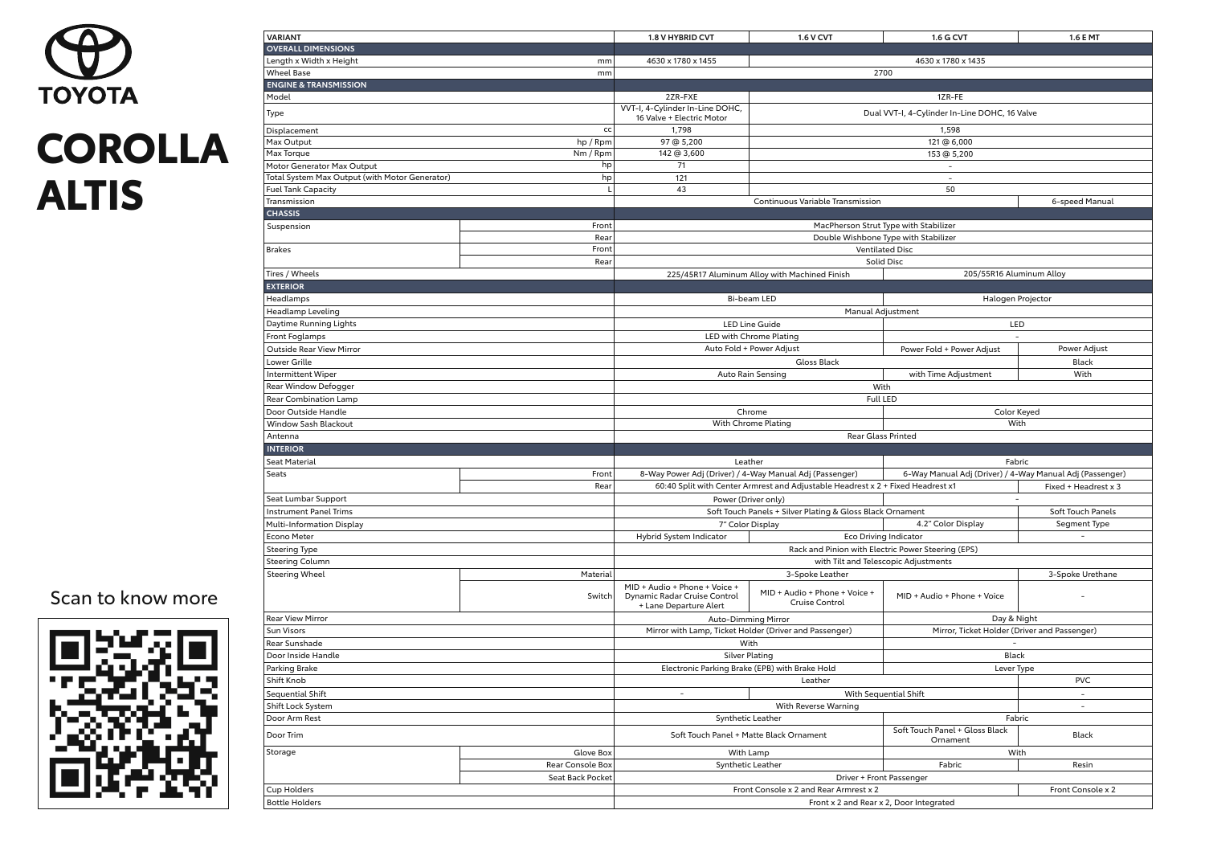# TOYOTA

# COROLLA ALTIS

Scan to know more

| VARIANT | | | 1.8 V HYBRID CVT | 1.6 V CVT | 1.6 G CVT | 1.6 E MT |
|---|---|---|---|---|---|---|
| **OVERALL DIMENSIONS** | | | | | | |
| Length x Width x Height | | mm | 4630 x 1780 x 1455 | 4630 x 1780 x 1435 | | |
| Wheel Base | | mm | 2700 | | | |
| **ENGINE & TRANSMISSION** | | | | | | |
| Model | | | 2ZR-FXE | 1ZR-FE | | |
| Type | | | VVT-I, 4-Cylinder In-Line DOHC, 16 Valve + Electric Motor | Dual VVT-I, 4-Cylinder In-Line DOHC, 16 Valve | | |
| Displacement | | cc | 1,798 | 1,598 | | |
| Max Output | | hp / Rpm | 97 @ 5,200 | 121 @ 6,000 | | |
| Max Torque | | Nm / Rpm | 142 @ 3,600 | 153 @ 5,200 | | |
| Motor Generator Max Output | | hp | 71 | - | | |
| Total System Max Output (with Motor Generator) | | hp | 121 | - | | |
| Fuel Tank Capacity | | L | 43 | 50 | | |
| Transmission | | | Continuous Variable Transmission | | | 6-speed Manual |
| **CHASSIS** | | | | | | |
| Suspension | Front | | MacPherson Strut Type with Stabilizer | | | |
| | Rear | | Double Wishbone Type with Stabilizer | | | |
| Brakes | Front | | Ventilated Disc | | | |
| | Rear | | Solid Disc | | | |
| Tires / Wheels | | | 225/45R17 Aluminum Alloy with Machined Finish | | 205/55R16 Aluminum Alloy | |
| **EXTERIOR** | | | | | | |
| Headlamps | | | Bi-beam LED | | Halogen Projector | |
| Headlamp Leveling | | | Manual Adjustment | | | |
| Daytime Running Lights | | | LED Line Guide | | LED | |
| Front Foglamps | | | LED with Chrome Plating | | - | |
| Outside Rear View Mirror | | | Auto Fold + Power Adjust | | Power Fold + Power Adjust | Power Adjust |
| Lower Grille | | | Gloss Black | | | Black |
| Intermittent Wiper | | | Auto Rain Sensing | | with Time Adjustment | With |
| Rear Window Defogger | | | With | | | |
| Rear Combination Lamp | | | Full LED | | | |
| Door Outside Handle | | | Chrome | | Color Keyed | |
| Window Sash Blackout | | | With Chrome Plating | | With | |
| Antenna | | | Rear Glass Printed | | | |
| **INTERIOR** | | | | | | |
| Seat Material | | | Leather | | Fabric | |
| Seats | Front | | 8-Way Power Adj (Driver) / 4-Way Manual Adj (Passenger) | | 6-Way Manual Adj (Driver) / 4-Way Manual Adj (Passenger) | |
| | Rear | | 60:40 Split with Center Armrest and Adjustable Headrest x 2 + Fixed Headrest x1 | | | Fixed + Headrest x 3 |
| Seat Lumbar Support | | | Power (Driver only) | | - | |
| Instrument Panel Trims | | | Soft Touch Panels + Silver Plating & Gloss Black Ornament | | | Soft Touch Panels |
| Multi-Information Display | | | 7" Color Display | | 4.2" Color Display | Segment Type |
| Econo Meter | | | Hybrid System Indicator | Eco Driving Indicator | | - |
| Steering Type | | | Rack and Pinion with Electric Power Steering (EPS) | | | |
| Steering Column | | | with Tilt and Telescopic Adjustments | | | |
| Steering Wheel | Material | | 3-Spoke Leather | | | 3-Spoke Urethane |
| | Switch | | MID + Audio + Phone + Voice + Dynamic Radar Cruise Control + Lane Departure Alert | MID + Audio + Phone + Voice + Cruise Control | MID + Audio + Phone + Voice | - |
| Rear View Mirror | | | Auto-Dimming Mirror | | Day & Night | |
| Sun Visors | | | Mirror with Lamp, Ticket Holder (Driver and Passenger) | | Mirror, Ticket Holder (Driver and Passenger) | |
| Rear Sunshade | | | With | | - | |
| Door Inside Handle | | | Silver Plating | | Black | |
| Parking Brake | | | Electronic Parking Brake (EPB) with Brake Hold | | Lever Type | |
| Shift Knob | | | Leather | | | PVC |
| Sequential Shift | | | - | With Sequential Shift | | - |
| Shift Lock System | | | With Reverse Warning | | | - |
| Door Arm Rest | | | Synthetic Leather | | Fabric | |
| Door Trim | | | Soft Touch Panel + Matte Black Ornament | | Soft Touch Panel + Gloss Black Ornament | Black |
| Storage | Glove Box | | With Lamp | | With | |
| | Rear Console Box | | Synthetic Leather | | Fabric | Resin |
| | Seat Back Pocket | | Driver + Front Passenger | | | |
| Cup Holders | | | Front Console x 2 and Rear Armrest x 2 | | | Front Console x 2 |
| Bottle Holders | | | Front x 2 and Rear x 2, Door Integrated | | | |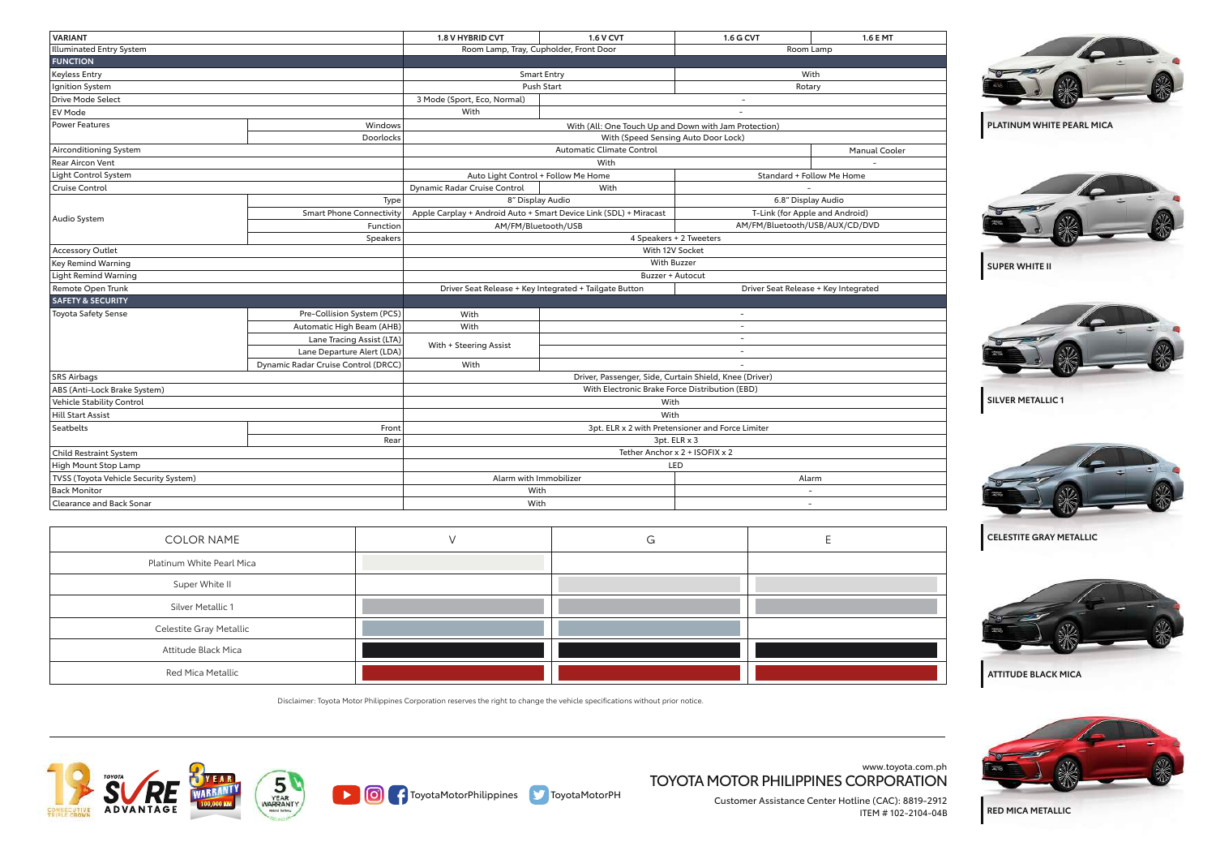| VARIANT | | 1.8 V HYBRID CVT | 1.6 V CVT | 1.6 G CVT | 1.6 E MT |
|---|---|---|---|---|---|
| Illuminated Entry System | | Room Lamp, Tray, Cupholder, Front Door | | Room Lamp | |
| **FUNCTION** | | | | | |
| Keyless Entry | | Smart Entry | | With | |
| Ignition System | | Push Start | | Rotary | |
| Drive Mode Select | | 3 Mode (Sport, Eco, Normal) | - | | |
| EV Mode | | With | - | | |
| Power Features | Windows | With (All: One Touch Up and Down with Jam Protection) | | | |
| | Doorlocks | With (Speed Sensing Auto Door Lock) | | | |
| Airconditioning System | | Automatic Climate Control | | | Manual Cooler |
| Rear Aircon Vent | | With | | | - |
| Light Control System | | Auto Light Control + Follow Me Home | | Standard + Follow Me Home | |
| Cruise Control | | Dynamic Radar Cruise Control | With | - | |
| Audio System | Type | 8" Display Audio | | 6.8" Display Audio | |
| | Smart Phone Connectivity | Apple Carplay + Android Auto + Smart Device Link (SDL) + Miracast | | T-Link (for Apple and Android) | |
| | Function | AM/FM/Bluetooth/USB | | AM/FM/Bluetooth/USB/AUX/CD/DVD | |
| | Speakers | 4 Speakers + 2 Tweeters | | | |
| Accessory Outlet | | With 12V Socket | | | |
| Key Remind Warning | | With Buzzer | | | |
| Light Remind Warning | | Buzzer + Autocut | | | |
| Remote Open Trunk | | Driver Seat Release + Key Integrated + Tailgate Button | | Driver Seat Release + Key Integrated | |
| **SAFETY & SECURITY** | | | | | |
| Toyota Safety Sense | Pre-Collision System (PCS) | With | - | | |
| | Automatic High Beam (AHB) | With | - | | |
| | Lane Tracing Assist (LTA) | With + Steering Assist | - | | |
| | Lane Departure Alert (LDA) | | - | | |
| | Dynamic Radar Cruise Control (DRCC) | With | - | | |
| SRS Airbags | | Driver, Passenger, Side, Curtain Shield, Knee (Driver) | | | |
| ABS (Anti-Lock Brake System) | | With Electronic Brake Force Distribution (EBD) | | | |
| Vehicle Stability Control | | With | | | |
| Hill Start Assist | | With | | | |
| Seatbelts | Front | 3pt. ELR x 2 with Pretensioner and Force Limiter | | | |
| | Rear | 3pt. ELR x 3 | | | |
| Child Restraint System | | Tether Anchor x 2 + ISOFIX x 2 | | | |
| High Mount Stop Lamp | | LED | | | |
| TVSS (Toyota Vehicle Security System) | | Alarm with Immobilizer | | Alarm | |
| Back Monitor | | With | | - | |
| Clearance and Back Sonar | | With | | - | |

| COLOR NAME | V | G | E |
|---|---|---|---|
| Platinum White Pearl Mica | ■ | | |
| Super White II | | ■ | ■ |
| Silver Metallic 1 | ■ | ■ | ■ |
| Celestite Gray Metallic | ■ | ■ | |
| Attitude Black Mica | ■ | ■ | ■ |
| Red Mica Metallic | ■ | ■ | ■ |

Disclaimer: Toyota Motor Philippines Corporation reserves the right to change the vehicle specifications without prior notice.

**PLATINUM WHITE PEARL MICA**

**SUPER WHITE II**

**SILVER METALLIC 1**

**CELESTITE GRAY METALLIC**

**ATTITUDE BLACK MICA**

**RED MICA METALLIC**

ToyotaMotorPhilippines ToyotaMotorPH

www.toyota.com.ph

TOYOTA MOTOR PHILIPPINES CORPORATION

Customer Assistance Center Hotline (CAC): 8819-2912

ITEM # 102-2104-04B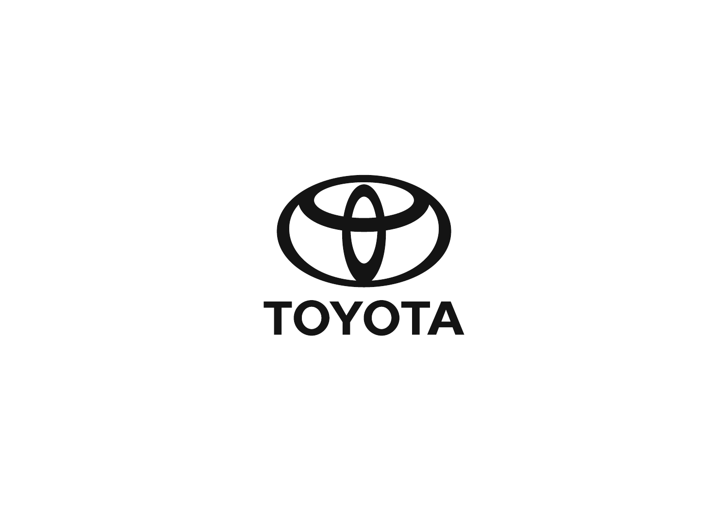TOYOTA